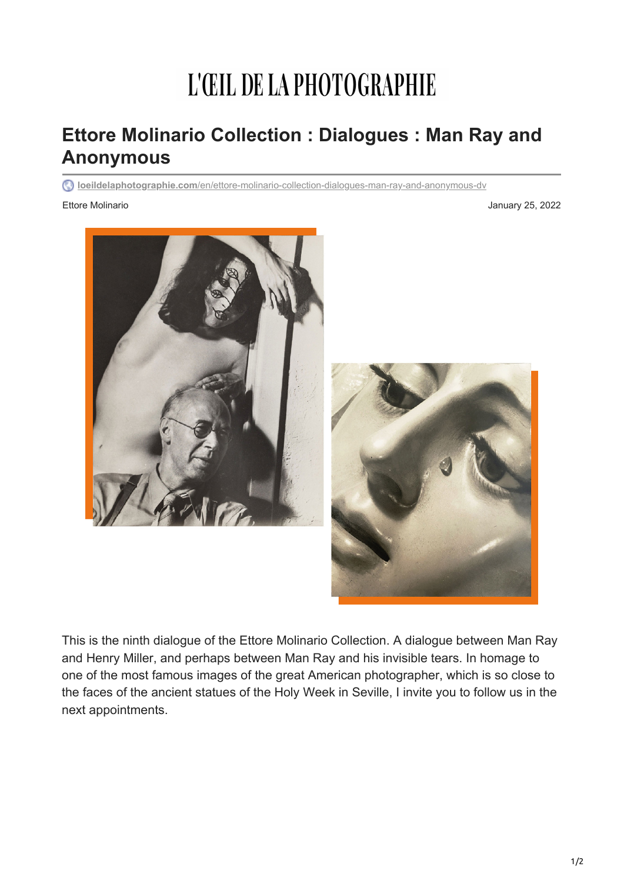# L'ŒIL DE LA PHOTOGRAPHIE

## Ettore Molinario Collection : Dialogues : Man Ray and Anonymous

loeildelaphotographie.com/en/ettore-molinario-collection-dialogues-man-ray-and-anonymous-dv

Ettore Molinario

January 25, 2022

This is the ninth dialogue of the Ettore Molinario Collection. A dialogue between Man Ray and Henry Miller, and perhaps between Man Ray and his invisible tears. In homage to one of the most famous images of the great American photographer, which is so close to the faces of the ancient statues of the Holy Week in Seville, I invite you to follow us in the next appointments.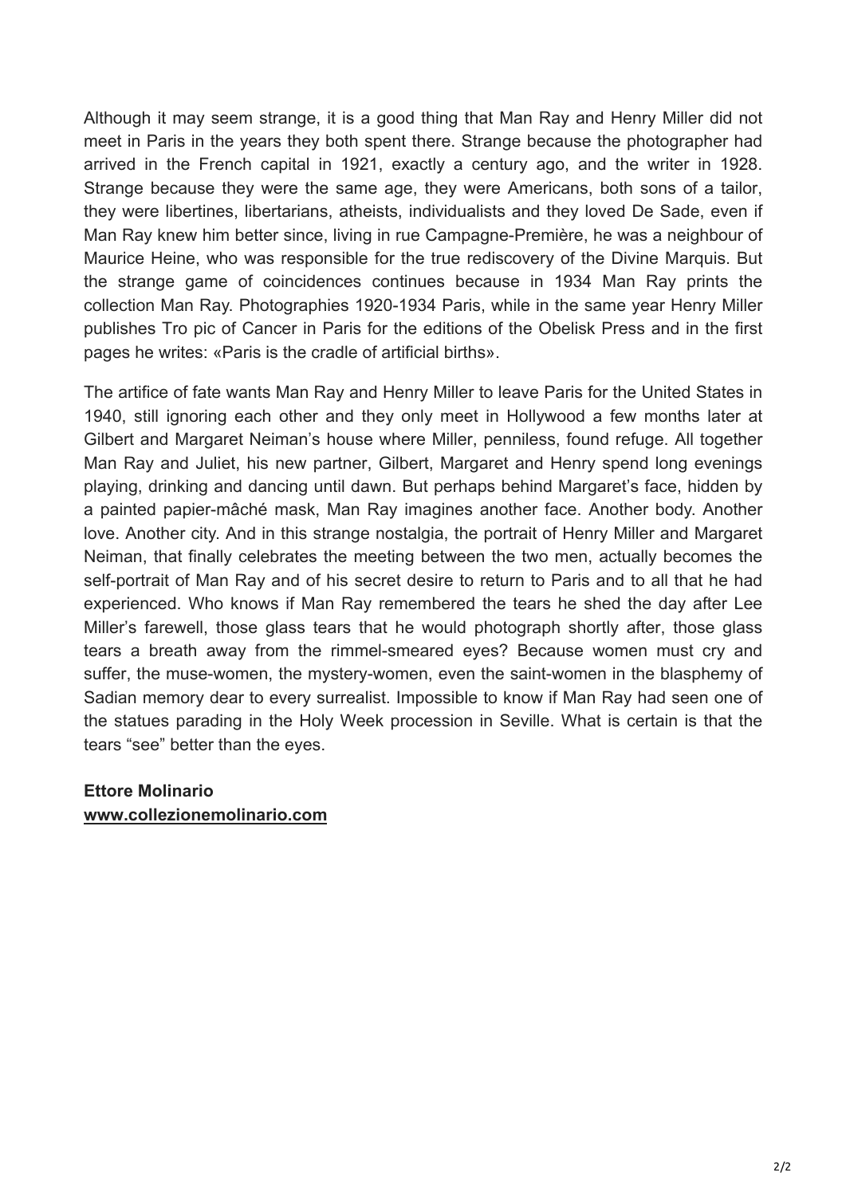Although it may seem strange, it is a good thing that Man Ray and Henry Miller did not meet in Paris in the years they both spent there. Strange because the photographer had arrived in the French capital in 1921, exactly a century ago, and the writer in 1928. Strange because they were the same age, they were Americans, both sons of a tailor, they were libertines, libertarians, atheists, individualists and they loved De Sade, even if Man Ray knew him better since, living in rue Campagne-Première, he was a neighbour of Maurice Heine, who was responsible for the true rediscovery of the Divine Marquis. But the strange game of coincidences continues because in 1934 Man Ray prints the collection Man Ray. Photographies 1920-1934 Paris, while in the same year Henry Miller publishes Tro pic of Cancer in Paris for the editions of the Obelisk Press and in the first pages he writes: «Paris is the cradle of artificial births».

The artifice of fate wants Man Ray and Henry Miller to leave Paris for the United States in 1940, still ignoring each other and they only meet in Hollywood a few months later at Gilbert and Margaret Neiman's house where Miller, penniless, found refuge. All together Man Ray and Juliet, his new partner, Gilbert, Margaret and Henry spend long evenings playing, drinking and dancing until dawn. But perhaps behind Margaret's face, hidden by a painted papier-mâché mask, Man Ray imagines another face. Another body. Another love. Another city. And in this strange nostalgia, the portrait of Henry Miller and Margaret Neiman, that finally celebrates the meeting between the two men, actually becomes the self-portrait of Man Ray and of his secret desire to return to Paris and to all that he had experienced. Who knows if Man Ray remembered the tears he shed the day after Lee Miller's farewell, those glass tears that he would photograph shortly after, those glass tears a breath away from the rimmel-smeared eyes? Because women must cry and suffer, the muse-women, the mystery-women, even the saint-women in the blasphemy of Sadian memory dear to every surrealist. Impossible to know if Man Ray had seen one of the statues parading in the Holy Week procession in Seville. What is certain is that the tears "see" better than the eyes.

**Ettore Molinario**
**www.collezionemolinario.com**